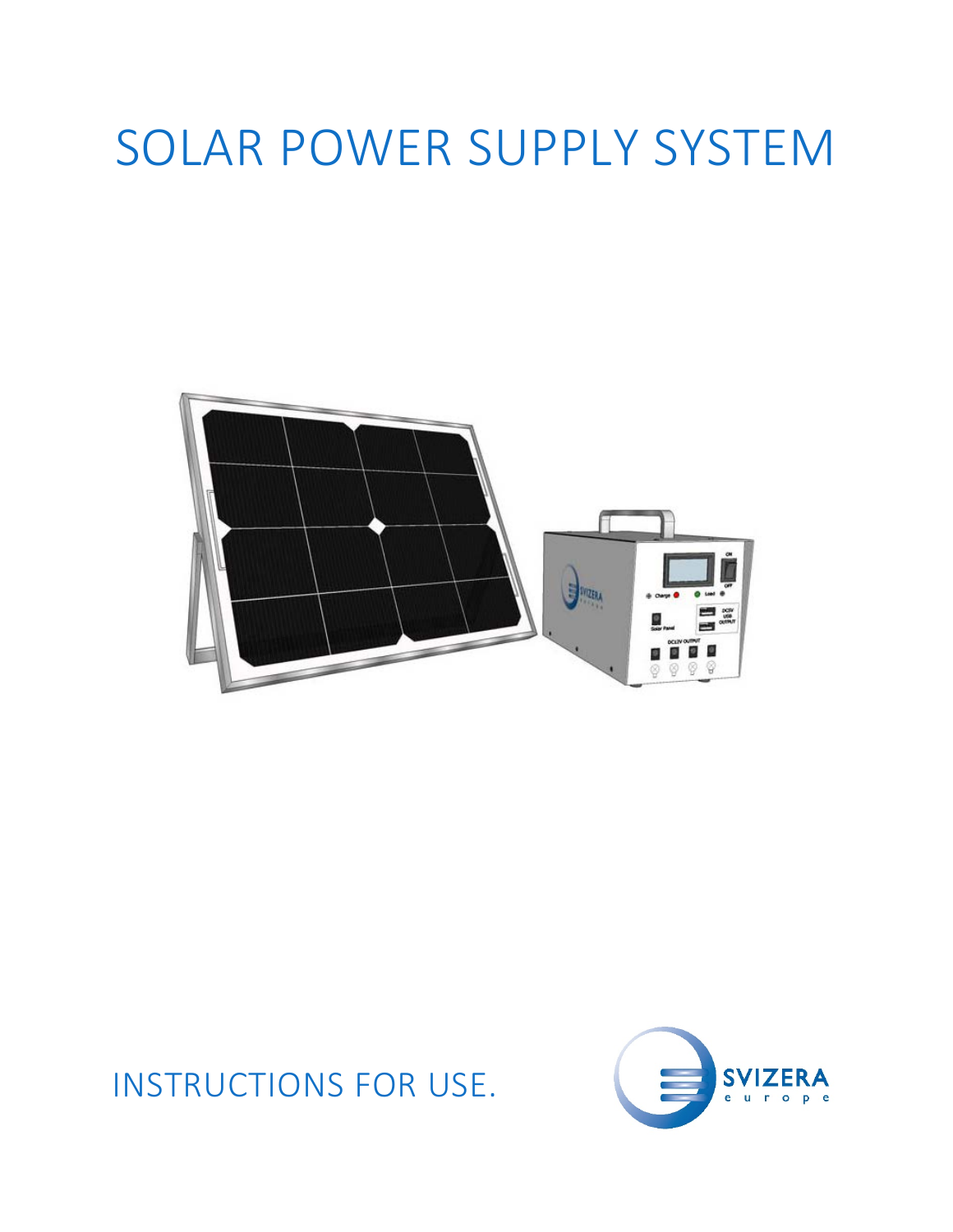# SOLAR POWER SUPPLY SYSTEM

INSTRUCTIONS FOR USE.

SVIZERA
europe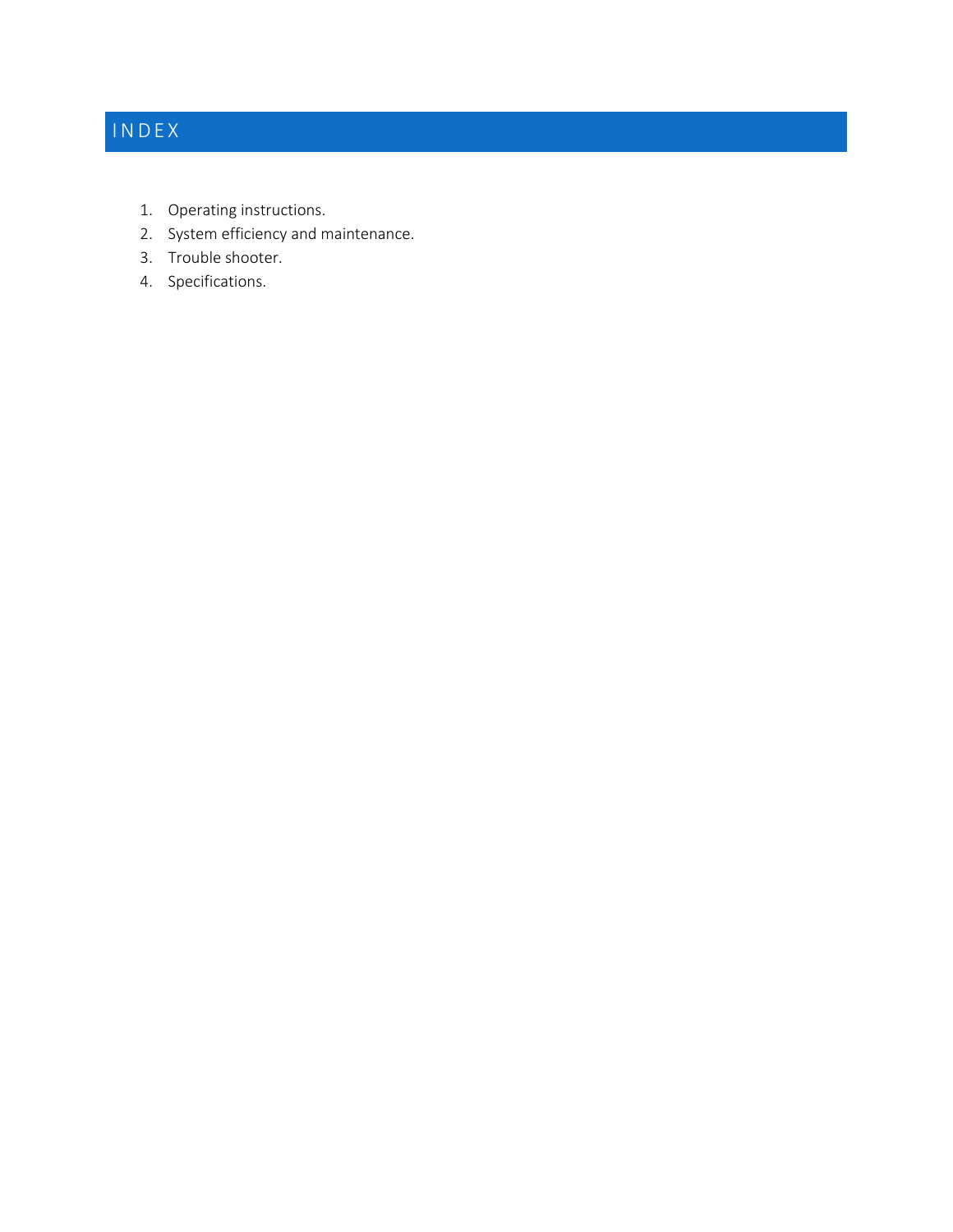# INDEX

1. Operating instructions.
2. System efficiency and maintenance.
3. Trouble shooter.
4. Specifications.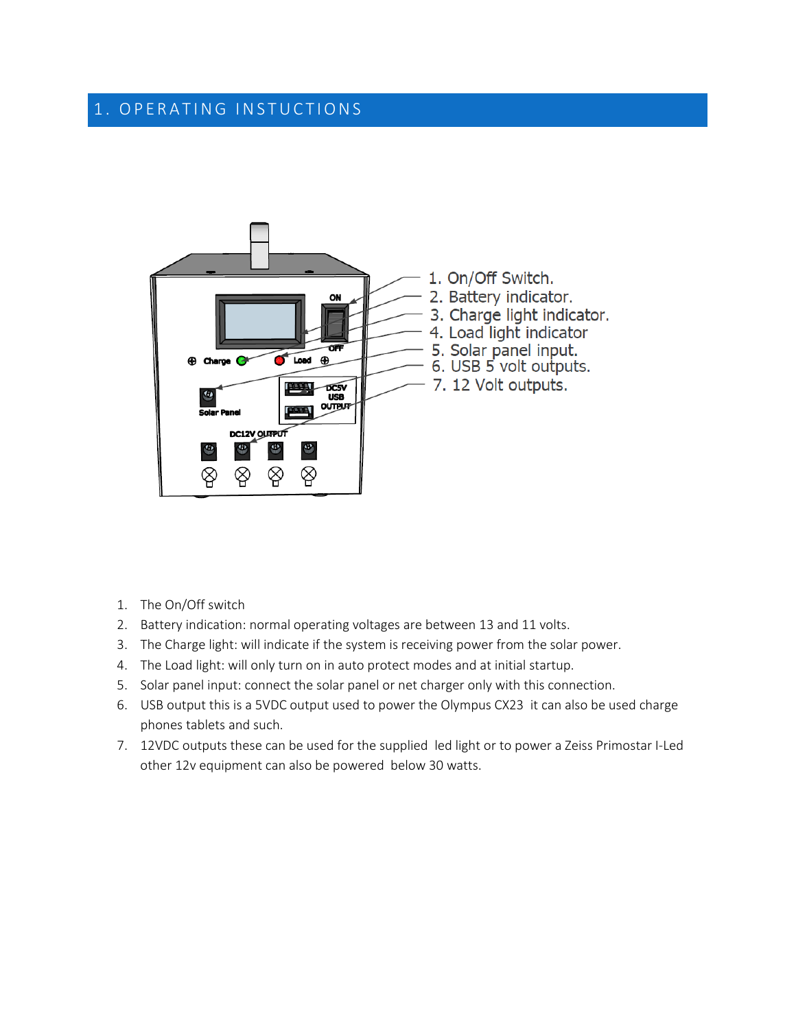# 1. OPERATING INSTUCTIONS

1. On/Off Switch.
2. Battery indicator.
3. Charge light indicator.
4. Load light indicator
5. Solar panel input.
6. USB 5 volt outputs.
7. 12 Volt outputs.

1. The On/Off switch
2. Battery indication: normal operating voltages are between 13 and 11 volts.
3. The Charge light: will indicate if the system is receiving power from the solar power.
4. The Load light: will only turn on in auto protect modes and at initial startup.
5. Solar panel input: connect the solar panel or net charger only with this connection.
6. USB output this is a 5VDC output used to power the Olympus CX23 it can also be used charge phones tablets and such.
7. 12VDC outputs these can be used for the supplied led light or to power a Zeiss Primostar I-Led other 12v equipment can also be powered below 30 watts.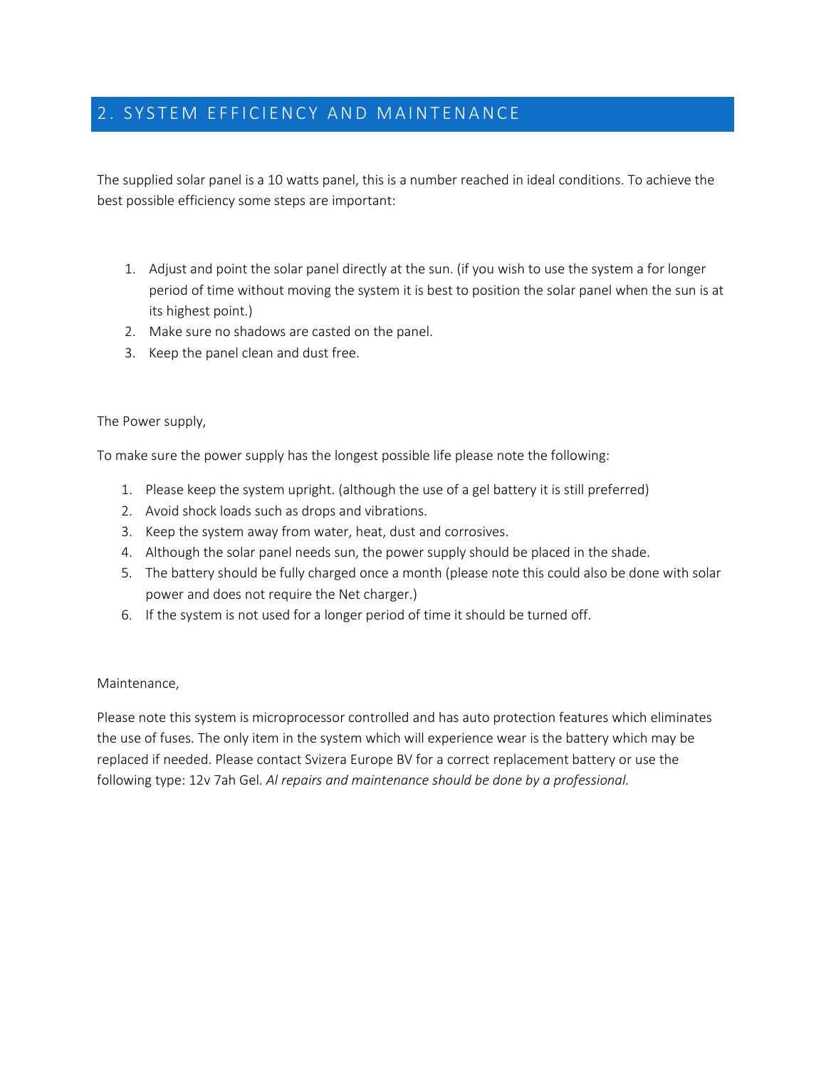## 2. SYSTEM EFFICIENCY AND MAINTENANCE

The supplied solar panel is a 10 watts panel, this is a number reached in ideal conditions. To achieve the best possible efficiency some steps are important:

1. Adjust and point the solar panel directly at the sun. (if you wish to use the system a for longer period of time without moving the system it is best to position the solar panel when the sun is at its highest point.)
2. Make sure no shadows are casted on the panel.
3. Keep the panel clean and dust free.

The Power supply,

To make sure the power supply has the longest possible life please note the following:

1. Please keep the system upright. (although the use of a gel battery it is still preferred)
2. Avoid shock loads such as drops and vibrations.
3. Keep the system away from water, heat, dust and corrosives.
4. Although the solar panel needs sun, the power supply should be placed in the shade.
5. The battery should be fully charged once a month (please note this could also be done with solar power and does not require the Net charger.)
6. If the system is not used for a longer period of time it should be turned off.

Maintenance,

Please note this system is microprocessor controlled and has auto protection features which eliminates the use of fuses. The only item in the system which will experience wear is the battery which may be replaced if needed. Please contact Svizera Europe BV for a correct replacement battery or use the following type: 12v 7ah Gel. *Al repairs and maintenance should be done by a professional.*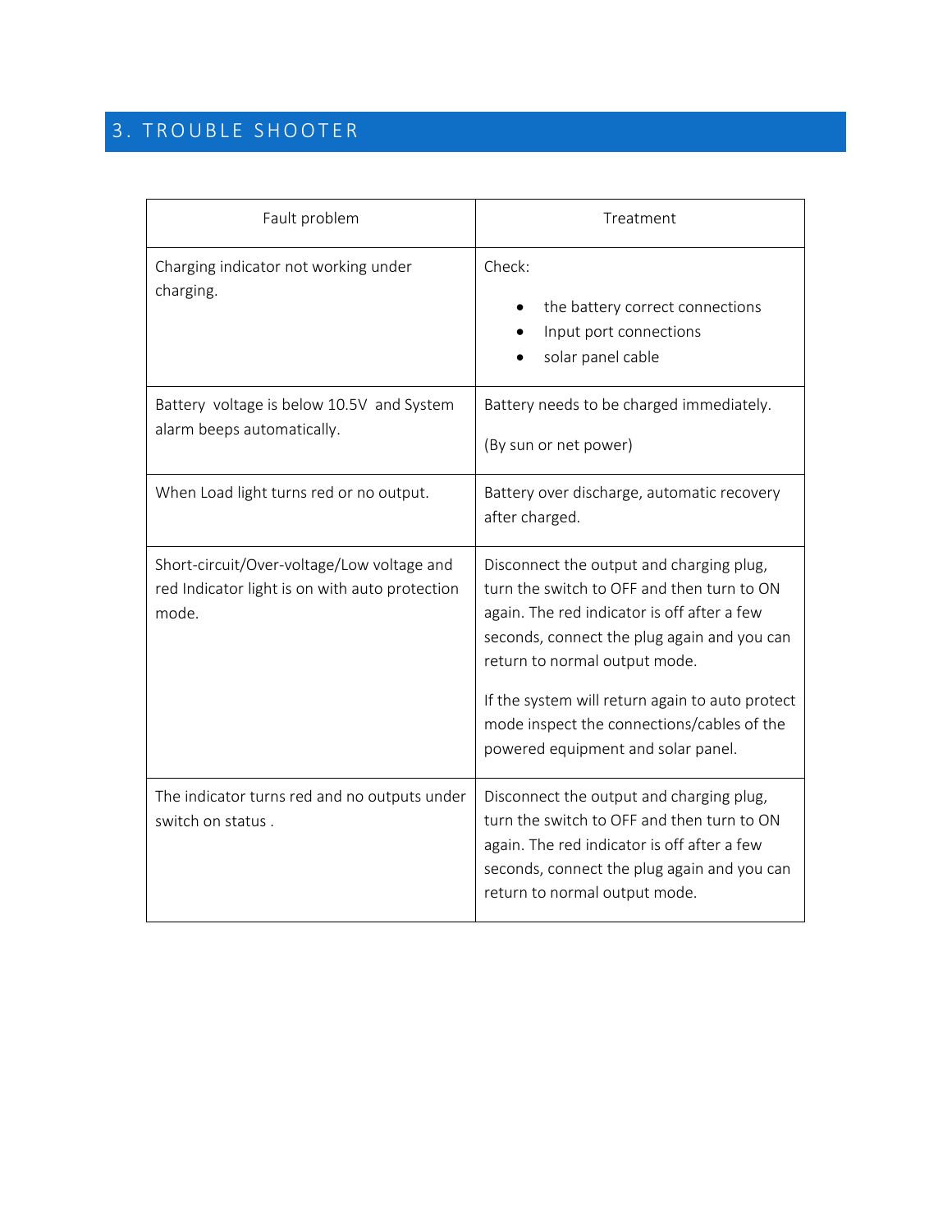## 3. TROUBLE SHOOTER

| Fault problem | Treatment |
|---|---|
| Charging indicator not working under charging. | Check:<br>• the battery correct connections<br>• Input port connections<br>• solar panel cable |
| Battery voltage is below 10.5V and System alarm beeps automatically. | Battery needs to be charged immediately.<br><br>(By sun or net power) |
| When Load light turns red or no output. | Battery over discharge, automatic recovery after charged. |
| Short-circuit/Over-voltage/Low voltage and red Indicator light is on with auto protection mode. | Disconnect the output and charging plug, turn the switch to OFF and then turn to ON again. The red indicator is off after a few seconds, connect the plug again and you can return to normal output mode.<br><br>If the system will return again to auto protect mode inspect the connections/cables of the powered equipment and solar panel. |
| The indicator turns red and no outputs under switch on status . | Disconnect the output and charging plug, turn the switch to OFF and then turn to ON again. The red indicator is off after a few seconds, connect the plug again and you can return to normal output mode. |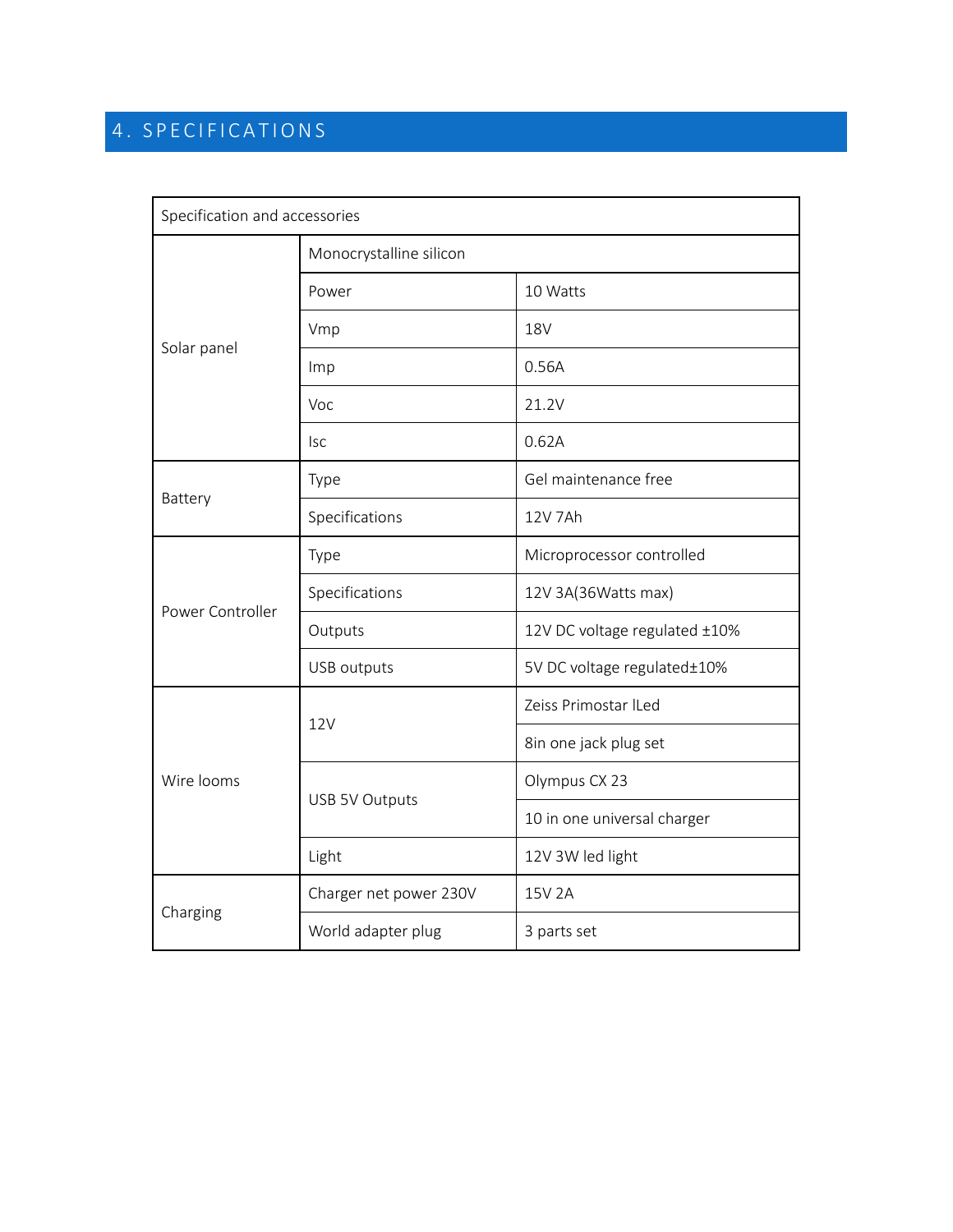## 4. SPECIFICATIONS

| Specification and accessories | | |
|---|---|---|
| Solar panel | Monocrystalline silicon | |
| | Power | 10 Watts |
| | Vmp | 18V |
| | Imp | 0.56A |
| | Voc | 21.2V |
| | Isc | 0.62A |
| Battery | Type | Gel maintenance free |
| | Specifications | 12V 7Ah |
| Power Controller | Type | Microprocessor controlled |
| | Specifications | 12V 3A(36Watts max) |
| | Outputs | 12V DC voltage regulated ±10% |
| | USB outputs | 5V DC voltage regulated±10% |
| Wire looms | 12V | Zeiss Primostar lLed |
| | | 8in one jack plug set |
| | USB 5V Outputs | Olympus CX 23 |
| | | 10 in one universal charger |
| | Light | 12V 3W led light |
| Charging | Charger net power 230V | 15V 2A |
| | World adapter plug | 3 parts set |